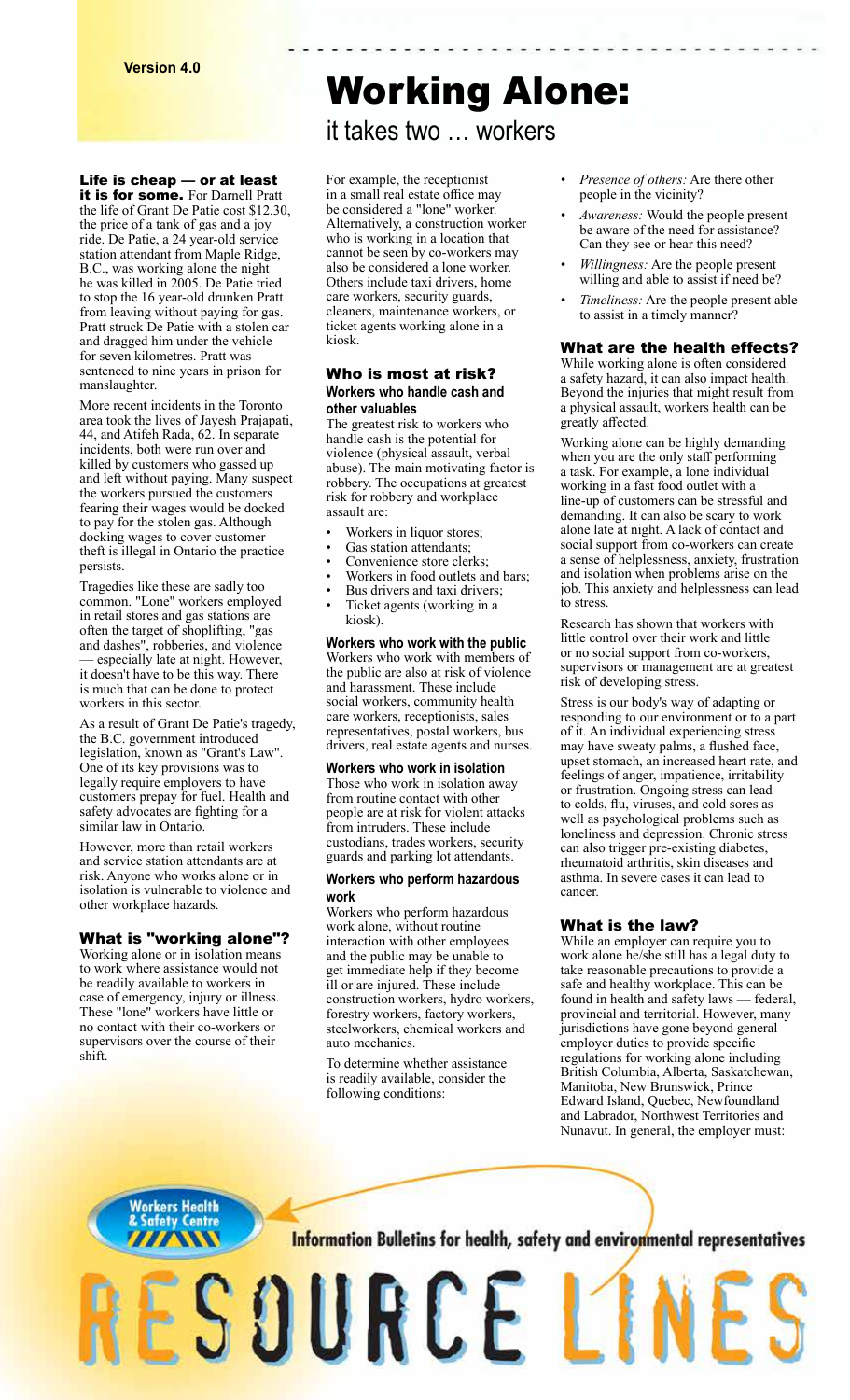Version 4.0

# Working Alone:

## it takes two … workers

**Life is cheap — or at least it is for some.** For Darnell Pratt the life of Grant De Patie cost $12.30, the price of a tank of gas and a joy ride. De Patie, a 24 year-old service station attendant from Maple Ridge, B.C., was working alone the night he was killed in 2005. De Patie tried to stop the 16 year-old drunken Pratt from leaving without paying for gas. Pratt struck De Patie with a stolen car and dragged him under the vehicle for seven kilometres. Pratt was sentenced to nine years in prison for manslaughter.

More recent incidents in the Toronto area took the lives of Jayesh Prajapati, 44, and Atifeh Rada, 62. In separate incidents, both were run over and killed by customers who gassed up and left without paying. Many suspect the workers pursued the customers fearing their wages would be docked to pay for the stolen gas. Although docking wages to cover customer theft is illegal in Ontario the practice persists.

Tragedies like these are sadly too common. "Lone" workers employed in retail stores and gas stations are often the target of shoplifting, "gas and dashes", robberies, and violence — especially late at night. However, it doesn't have to be this way. There is much that can be done to protect workers in this sector.

As a result of Grant De Patie's tragedy, the B.C. government introduced legislation, known as "Grant's Law". One of its key provisions was to legally require employers to have customers prepay for fuel. Health and safety advocates are fighting for a similar law in Ontario.

However, more than retail workers and service station attendants are at risk. Anyone who works alone or in isolation is vulnerable to violence and other workplace hazards.

### What is "working alone"?

Working alone or in isolation means to work where assistance would not be readily available to workers in case of emergency, injury or illness. These "lone" workers have little or no contact with their co-workers or supervisors over the course of their shift.

For example, the receptionist in a small real estate office may be considered a "lone" worker. Alternatively, a construction worker who is working in a location that cannot be seen by co-workers may also be considered a lone worker. Others include taxi drivers, home care workers, security guards, cleaners, maintenance workers, or ticket agents working alone in a kiosk.

### Who is most at risk?

#### Workers who handle cash and other valuables

The greatest risk to workers who handle cash is the potential for violence (physical assault, verbal abuse). The main motivating factor is robbery. The occupations at greatest risk for robbery and workplace assault are:

- Workers in liquor stores;
- Gas station attendants;
- Convenience store clerks;
- Workers in food outlets and bars;
- Bus drivers and taxi drivers;
- Ticket agents (working in a kiosk).

#### Workers who work with the public

Workers who work with members of the public are also at risk of violence and harassment. These include social workers, community health care workers, receptionists, sales representatives, postal workers, bus drivers, real estate agents and nurses.

#### Workers who work in isolation

Those who work in isolation away from routine contact with other people are at risk for violent attacks from intruders. These include custodians, trades workers, security guards and parking lot attendants.

#### Workers who perform hazardous work

Workers who perform hazardous work alone, without routine interaction with other employees and the public may be unable to get immediate help if they become ill or are injured. These include construction workers, hydro workers, forestry workers, factory workers, steelworkers, chemical workers and auto mechanics.

To determine whether assistance is readily available, consider the following conditions:

- *Presence of others:* Are there other people in the vicinity?
- *Awareness:* Would the people present be aware of the need for assistance? Can they see or hear this need?
- *Willingness:* Are the people present willing and able to assist if need be?
- *Timeliness:* Are the people present able to assist in a timely manner?

### What are the health effects?

While working alone is often considered a safety hazard, it can also impact health. Beyond the injuries that might result from a physical assault, workers health can be greatly affected.

Working alone can be highly demanding when you are the only staff performing a task. For example, a lone individual working in a fast food outlet with a line-up of customers can be stressful and demanding. It can also be scary to work alone late at night. A lack of contact and social support from co-workers can create a sense of helplessness, anxiety, frustration and isolation when problems arise on the job. This anxiety and helplessness can lead to stress.

Research has shown that workers with little control over their work and little or no social support from co-workers, supervisors or management are at greatest risk of developing stress.

Stress is our body's way of adapting or responding to our environment or to a part of it. An individual experiencing stress may have sweaty palms, a flushed face, upset stomach, an increased heart rate, and feelings of anger, impatience, irritability or frustration. Ongoing stress can lead to colds, flu, viruses, and cold sores as well as psychological problems such as loneliness and depression. Chronic stress can also trigger pre-existing diabetes, rheumatoid arthritis, skin diseases and asthma. In severe cases it can lead to cancer.

### What is the law?

While an employer can require you to work alone he/she still has a legal duty to take reasonable precautions to provide a safe and healthy workplace. This can be found in health and safety laws — federal, provincial and territorial. However, many jurisdictions have gone beyond general employer duties to provide specific regulations for working alone including British Columbia, Alberta, Saskatchewan, Manitoba, New Brunswick, Prince Edward Island, Quebec, Newfoundland and Labrador, Northwest Territories and Nunavut. In general, the employer must:

Workers Health & Safety Centre

Information Bulletins for health, safety and environmental representatives

RESOURCE LINES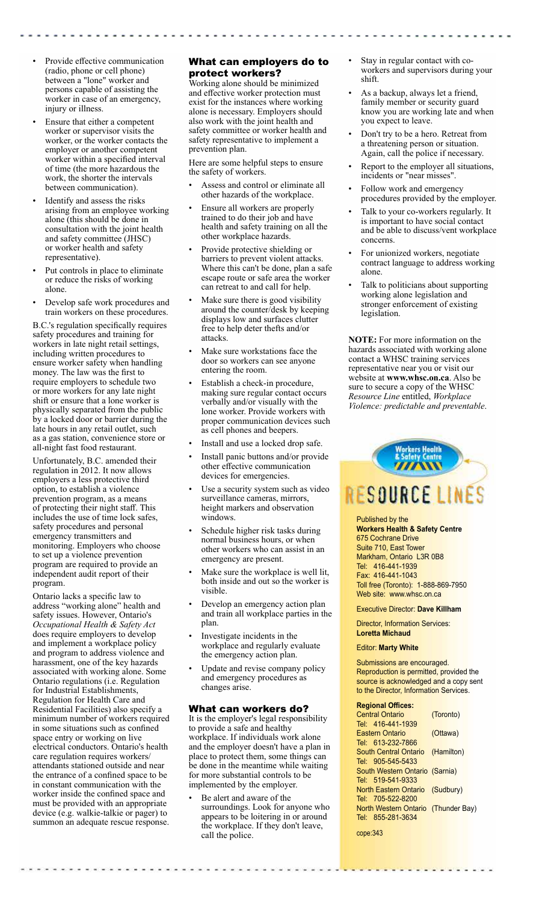- Provide effective communication (radio, phone or cell phone) between a "lone" worker and persons capable of assisting the worker in case of an emergency, injury or illness.
- Ensure that either a competent worker or supervisor visits the worker, or the worker contacts the employer or another competent worker within a specified interval of time (the more hazardous the work, the shorter the intervals between communication).
- Identify and assess the risks arising from an employee working alone (this should be done in consultation with the joint health and safety committee (JHSC) or worker health and safety representative).
- Put controls in place to eliminate or reduce the risks of working alone.
- Develop safe work procedures and train workers on these procedures.

B.C.'s regulation specifically requires safety procedures and training for workers in late night retail settings, including written procedures to ensure worker safety when handling money. The law was the first to require employers to schedule two or more workers for any late night shift or ensure that a lone worker is physically separated from the public by a locked door or barrier during the late hours in any retail outlet, such as a gas station, convenience store or all-night fast food restaurant.

Unfortunately, B.C. amended their regulation in 2012. It now allows employers a less protective third option, to establish a violence prevention program, as a means of protecting their night staff. This includes the use of time lock safes, safety procedures and personal emergency transmitters and monitoring. Employers who choose to set up a violence prevention program are required to provide an independent audit report of their program.

Ontario lacks a specific law to address "working alone" health and safety issues. However, Ontario's *Occupational Health & Safety Act* does require employers to develop and implement a workplace policy and program to address violence and harassment, one of the key hazards associated with working alone. Some Ontario regulations (i.e. Regulation for Industrial Establishments, Regulation for Health Care and Residential Facilities) also specify a minimum number of workers required in some situations such as confined space entry or working on live electrical conductors. Ontario's health care regulation requires workers/attendants stationed outside and near the entrance of a confined space to be in constant communication with the worker inside the confined space and must be provided with an appropriate device (e.g. walkie-talkie or pager) to summon an adequate rescue response.

## What can employers do to protect workers?

Working alone should be minimized and effective worker protection must exist for the instances where working alone is necessary. Employers should also work with the joint health and safety committee or worker health and safety representative to implement a prevention plan.

Here are some helpful steps to ensure the safety of workers.

- Assess and control or eliminate all other hazards of the workplace.
- Ensure all workers are properly trained to do their job and have health and safety training on all the other workplace hazards.
- Provide protective shielding or barriers to prevent violent attacks. Where this can't be done, plan a safe escape route or safe area the worker can retreat to and call for help.
- Make sure there is good visibility around the counter/desk by keeping displays low and surfaces clutter free to help deter thefts and/or attacks.
- Make sure workstations face the door so workers can see anyone entering the room.
- Establish a check-in procedure, making sure regular contact occurs verbally and/or visually with the lone worker. Provide workers with proper communication devices such as cell phones and beepers.
- Install and use a locked drop safe.
- Install panic buttons and/or provide other effective communication devices for emergencies.
- Use a security system such as video surveillance cameras, mirrors, height markers and observation windows.
- Schedule higher risk tasks during normal business hours, or when other workers who can assist in an emergency are present.
- Make sure the workplace is well lit, both inside and out so the worker is visible.
- Develop an emergency action plan and train all workplace parties in the plan.
- Investigate incidents in the workplace and regularly evaluate the emergency action plan.
- Update and revise company policy and emergency procedures as changes arise.

## What can workers do?

It is the employer's legal responsibility to provide a safe and healthy workplace. If individuals work alone and the employer doesn't have a plan in place to protect them, some things can be done in the meantime while waiting for more substantial controls to be implemented by the employer.

- Be alert and aware of the surroundings. Look for anyone who appears to be loitering in or around the workplace. If they don't leave, call the police.
- Stay in regular contact with co-workers and supervisors during your shift.
- As a backup, always let a friend, family member or security guard know you are working late and when you expect to leave.
- Don't try to be a hero. Retreat from a threatening person or situation. Again, call the police if necessary.
- Report to the employer all situations, incidents or "near misses".
- Follow work and emergency procedures provided by the employer.
- Talk to your co-workers regularly. It is important to have social contact and be able to discuss/vent workplace concerns.
- For unionized workers, negotiate contract language to address working alone.
- Talk to politicians about supporting working alone legislation and stronger enforcement of existing legislation.

**NOTE:** For more information on the hazards associated with working alone contact a WHSC training services representative near you or visit our website at **www.whsc.on.ca**. Also be sure to secure a copy of the WHSC *Resource Line* entitled, *Workplace Violence: predictable and preventable*.

Workers Health & Safety Centre

RESOURCE LINES

Published by the
**Workers Health & Safety Centre**
675 Cochrane Drive
Suite 710, East Tower
Markham, Ontario L3R 0B8
Tel: 416-441-1939
Fax: 416-441-1043
Toll free (Toronto): 1-888-869-7950
Web site: www.whsc.on.ca

Executive Director: **Dave Killham**

Director, Information Services: **Loretta Michaud**

Editor: **Marty White**

Submissions are encouraged. Reproduction is permitted, provided the source is acknowledged and a copy sent to the Director, Information Services.

**Regional Offices:**

| | |
|---|---|
| Central Ontario | (Toronto) |
| Tel: 416-441-1939 | |
| Eastern Ontario | (Ottawa) |
| Tel: 613-232-7866 | |
| South Central Ontario | (Hamilton) |
| Tel: 905-545-5433 | |
| South Western Ontario | (Sarnia) |
| Tel: 519-541-9333 | |
| North Eastern Ontario | (Sudbury) |
| Tel: 705-522-8200 | |
| North Western Ontario | (Thunder Bay) |
| Tel: 855-281-3634 | |

cope:343